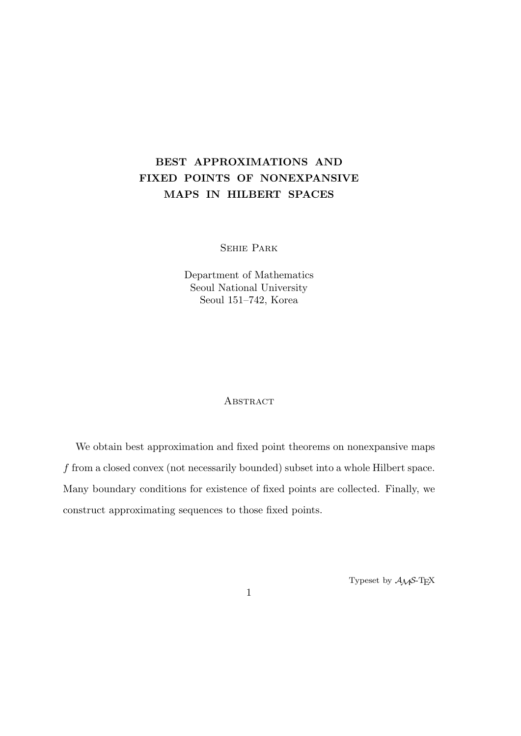# BEST APPROXIMATIONS AND FIXED POINTS OF NONEXPANSIVE MAPS IN HILBERT SPACES

Sehie Park

Department of Mathematics
Seoul National University
Seoul 151–742, Korea

## Abstract

We obtain best approximation and fixed point theorems on nonexpansive maps $f$ from a closed convex (not necessarily bounded) subset into a whole Hilbert space. Many boundary conditions for existence of fixed points are collected. Finally, we construct approximating sequences to those fixed points.

Typeset by $\mathcal{A}\mathcal{M}\mathcal{S}$-TEX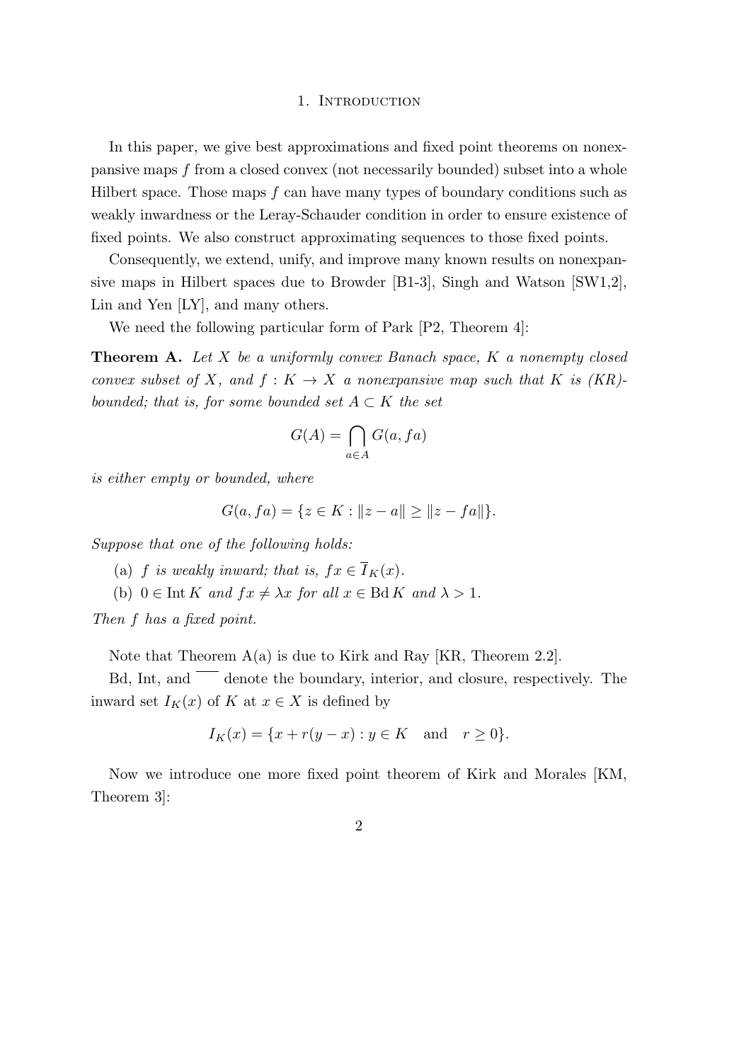## 1. Introduction

In this paper, we give best approximations and fixed point theorems on nonexpansive maps $f$ from a closed convex (not necessarily bounded) subset into a whole Hilbert space. Those maps $f$ can have many types of boundary conditions such as weakly inwardness or the Leray-Schauder condition in order to ensure existence of fixed points. We also construct approximating sequences to those fixed points.

Consequently, we extend, unify, and improve many known results on nonexpansive maps in Hilbert spaces due to Browder [B1-3], Singh and Watson [SW1,2], Lin and Yen [LY], and many others.

We need the following particular form of Park [P2, Theorem 4]:

**Theorem A.** *Let $X$ be a uniformly convex Banach space, $K$ a nonempty closed convex subset of $X$, and $f : K \to X$ a nonexpansive map such that $K$ is (KR)-bounded; that is, for some bounded set $A \subset K$ the set*

$$G(A) = \bigcap_{a \in A} G(a, fa)$$

*is either empty or bounded, where*

$$G(a, fa) = \{z \in K : \|z - a\| \geq \|z - fa\|\}.$$

*Suppose that one of the following holds:*

(a) *$f$ is weakly inward; that is, $fx \in \overline{I}_K(x)$.*

(b) *$0 \in \operatorname{Int} K$ and $fx \neq \lambda x$ for all $x \in \operatorname{Bd} K$ and $\lambda > 1$.*

*Then $f$ has a fixed point.*

Note that Theorem A(a) is due to Kirk and Ray [KR, Theorem 2.2].

Bd, Int, and $\overline{\phantom{x}}$ denote the boundary, interior, and closure, respectively. The inward set $I_K(x)$ of $K$ at $x \in X$ is defined by

$$I_K(x) = \{x + r(y - x) : y \in K \quad \text{and} \quad r \geq 0\}.$$

Now we introduce one more fixed point theorem of Kirk and Morales [KM, Theorem 3]: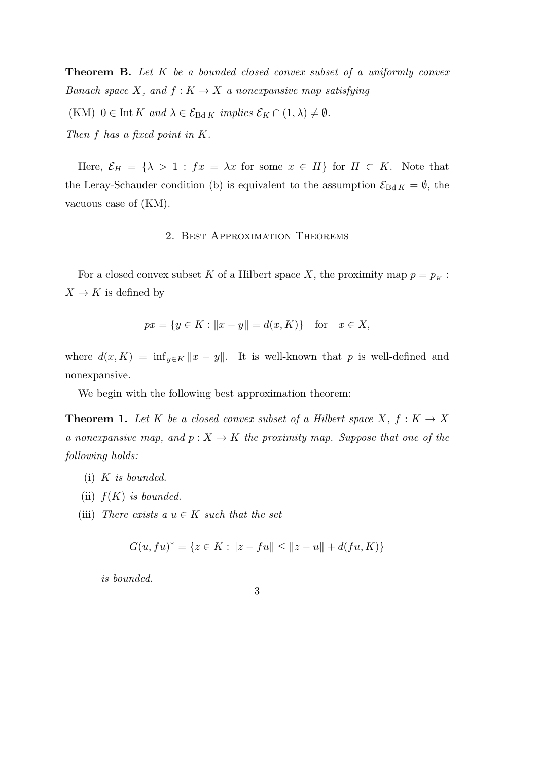**Theorem B.** *Let $K$ be a bounded closed convex subset of a uniformly convex Banach space $X$, and $f : K \to X$ a nonexpansive map satisfying*

(KM) $0 \in \operatorname{Int} K$ *and* $\lambda \in \mathcal{E}_{\operatorname{Bd} K}$ *implies* $\mathcal{E}_K \cap (1, \lambda) \neq \emptyset$.

*Then $f$ has a fixed point in $K$.*

Here, $\mathcal{E}_H = \{\lambda > 1 : fx = \lambda x \text{ for some } x \in H\}$ for $H \subset K$. Note that the Leray-Schauder condition (b) is equivalent to the assumption $\mathcal{E}_{\operatorname{Bd} K} = \emptyset$, the vacuous case of (KM).

## 2. Best Approximation Theorems

For a closed convex subset $K$ of a Hilbert space $X$, the proximity map $p = p_K : X \to K$ is defined by

$$px = \{y \in K : \|x - y\| = d(x, K)\} \quad \text{for} \quad x \in X,$$

where $d(x, K) = \inf_{y \in K} \|x - y\|$. It is well-known that $p$ is well-defined and nonexpansive.

We begin with the following best approximation theorem:

**Theorem 1.** *Let $K$ be a closed convex subset of a Hilbert space $X$, $f : K \to X$ a nonexpansive map, and $p : X \to K$ the proximity map. Suppose that one of the following holds:*

(i) *$K$ is bounded.*

(ii) *$f(K)$ is bounded.*

(iii) *There exists a $u \in K$ such that the set*

$$G(u, fu)^* = \{z \in K : \|z - fu\| \leq \|z - u\| + d(fu, K)\}$$

*is bounded.*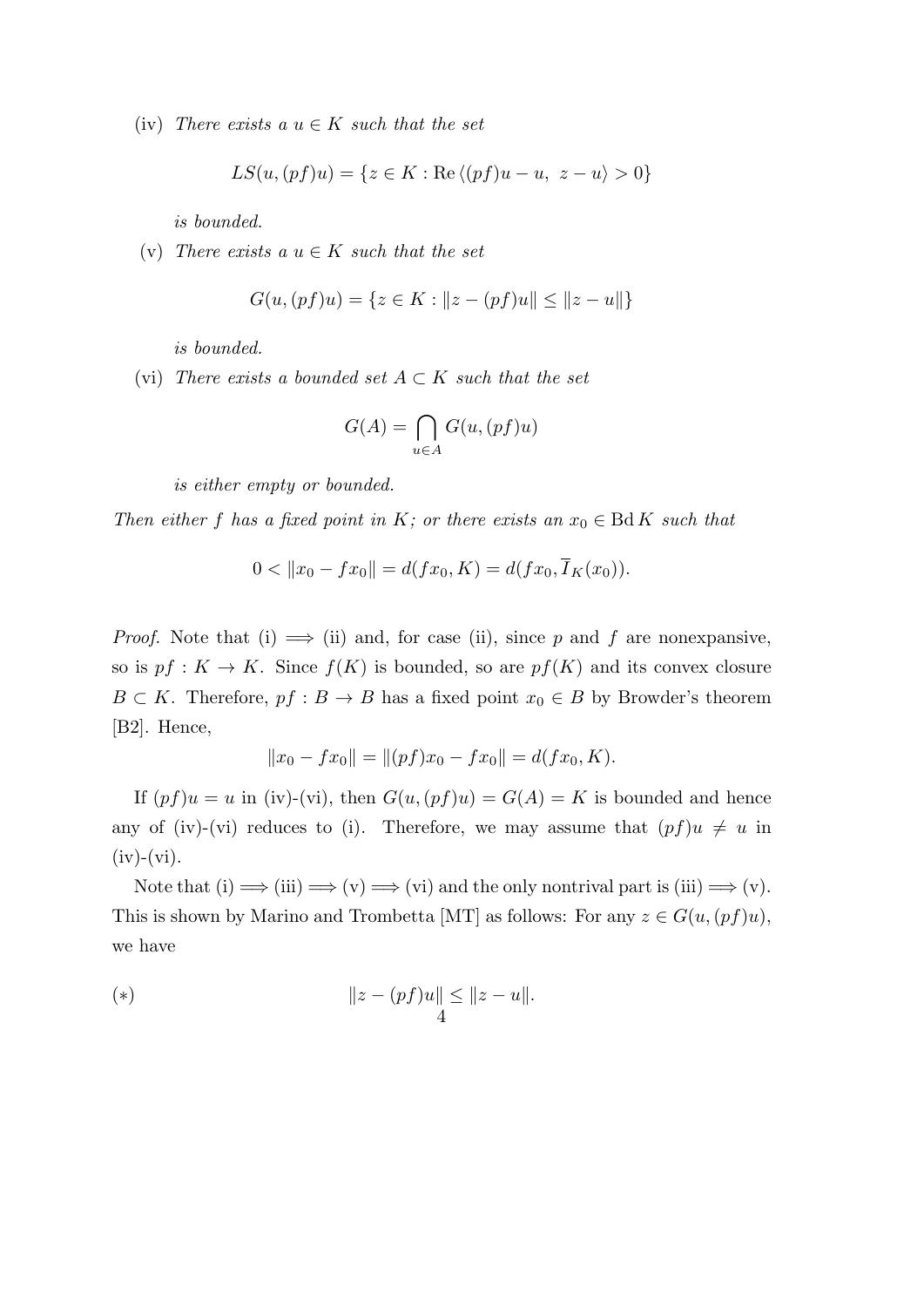(iv) *There exists a* $u \in K$ *such that the set*

$$LS(u,(pf)u) = \{z \in K : \operatorname{Re}\langle (pf)u - u,\ z - u\rangle > 0\}$$

*is bounded.*

(v) *There exists a* $u \in K$ *such that the set*

$$G(u,(pf)u) = \{z \in K : \|z - (pf)u\| \le \|z - u\|\}$$

*is bounded.*

(vi) *There exists a bounded set* $A \subset K$ *such that the set*

$$G(A) = \bigcap_{u \in A} G(u,(pf)u)$$

*is either empty or bounded.*

*Then either* $f$ *has a fixed point in* $K$*; or there exists an* $x_0 \in \operatorname{Bd} K$ *such that*

$$0 < \|x_0 - fx_0\| = d(fx_0, K) = d(fx_0, \overline{I}_K(x_0)).$$

*Proof.* Note that (i) $\Longrightarrow$ (ii) and, for case (ii), since $p$ and $f$ are nonexpansive, so is $pf : K \to K$. Since $f(K)$ is bounded, so are $pf(K)$ and its convex closure $B \subset K$. Therefore, $pf : B \to B$ has a fixed point $x_0 \in B$ by Browder's theorem [B2]. Hence,

$$\|x_0 - fx_0\| = \|(pf)x_0 - fx_0\| = d(fx_0, K).$$

If $(pf)u = u$ in (iv)-(vi), then $G(u,(pf)u) = G(A) = K$ is bounded and hence any of (iv)-(vi) reduces to (i). Therefore, we may assume that $(pf)u \ne u$ in (iv)-(vi).

Note that (i) $\Longrightarrow$ (iii) $\Longrightarrow$ (v) $\Longrightarrow$ (vi) and the only nontrival part is (iii) $\Longrightarrow$ (v). This is shown by Marino and Trombetta [MT] as follows: For any $z \in G(u,(pf)u)$, we have

$$(*) \qquad \|z - (pf)u\| \le \|z - u\|.$$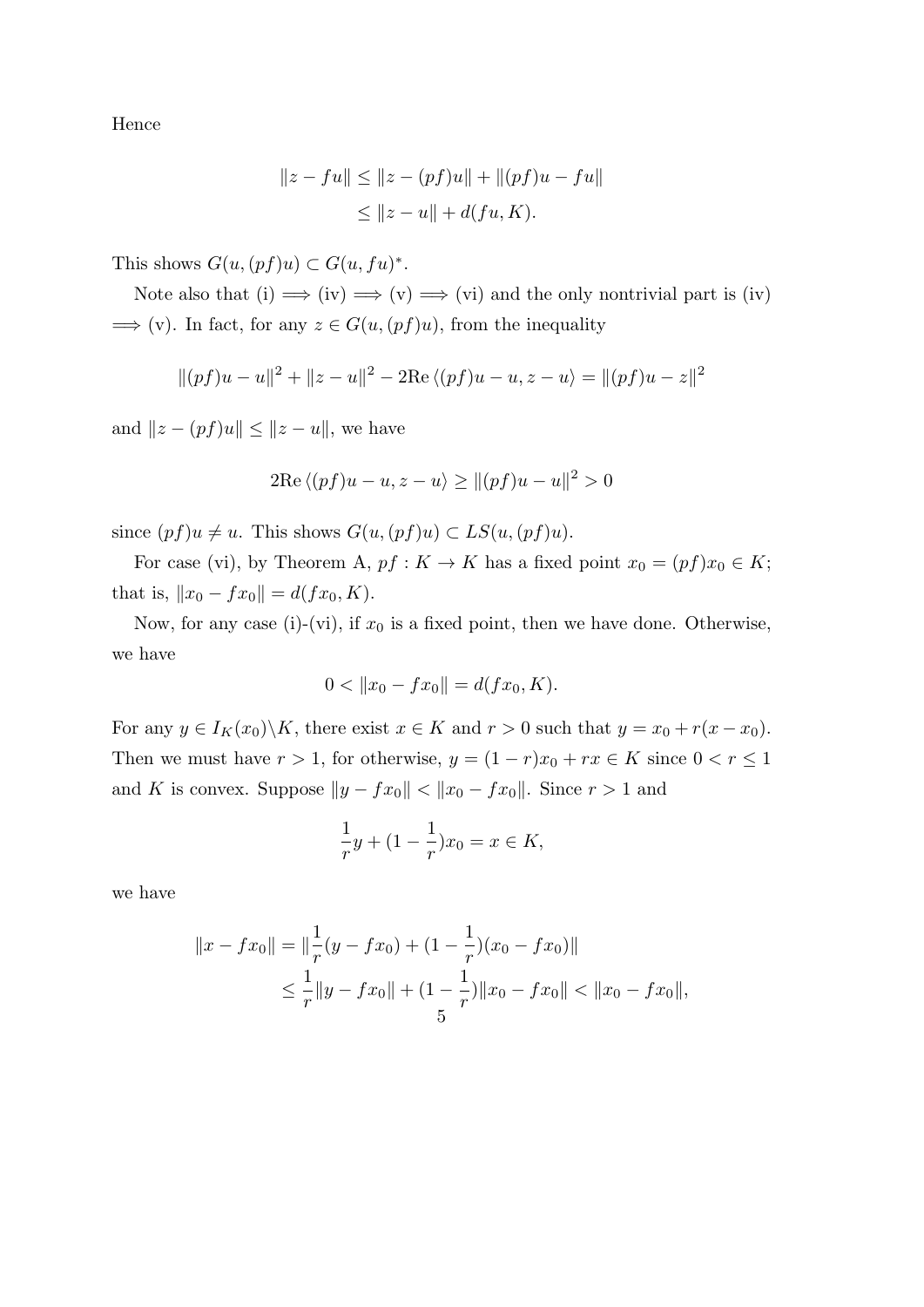Hence

$$
\begin{aligned}
\|z - fu\| &\leq \|z - (pf)u\| + \|(pf)u - fu\| \\
&\leq \|z - u\| + d(fu, K).
\end{aligned}
$$

This shows $G(u, (pf)u) \subset G(u, fu)^*$.

Note also that (i) $\Longrightarrow$ (iv) $\Longrightarrow$ (v) $\Longrightarrow$ (vi) and the only nontrivial part is (iv) $\Longrightarrow$ (v). In fact, for any $z \in G(u, (pf)u)$, from the inequality

$$
\|(pf)u - u\|^2 + \|z - u\|^2 - 2\mathrm{Re}\,\langle (pf)u - u, z - u\rangle = \|(pf)u - z\|^2
$$

and $\|z - (pf)u\| \leq \|z - u\|$, we have

$$
2\mathrm{Re}\,\langle (pf)u - u, z - u\rangle \geq \|(pf)u - u\|^2 > 0
$$

since $(pf)u \neq u$. This shows $G(u, (pf)u) \subset LS(u, (pf)u)$.

For case (vi), by Theorem A, $pf : K \to K$ has a fixed point $x_0 = (pf)x_0 \in K$; that is, $\|x_0 - fx_0\| = d(fx_0, K)$.

Now, for any case (i)-(vi), if $x_0$ is a fixed point, then we have done. Otherwise, we have

$$
0 < \|x_0 - fx_0\| = d(fx_0, K).
$$

For any $y \in I_K(x_0)\backslash K$, there exist $x \in K$ and $r > 0$ such that $y = x_0 + r(x - x_0)$. Then we must have $r > 1$, for otherwise, $y = (1 - r)x_0 + rx \in K$ since $0 < r \leq 1$ and $K$ is convex. Suppose $\|y - fx_0\| < \|x_0 - fx_0\|$. Since $r > 1$ and

$$
\frac{1}{r}y + (1 - \frac{1}{r})x_0 = x \in K,
$$

we have

$$
\begin{aligned}
\|x - fx_0\| &= \|\frac{1}{r}(y - fx_0) + (1 - \frac{1}{r})(x_0 - fx_0)\| \\
&\leq \frac{1}{r}\|y - fx_0\| + (1 - \frac{1}{r})\|x_0 - fx_0\| < \|x_0 - fx_0\|,
\end{aligned}
$$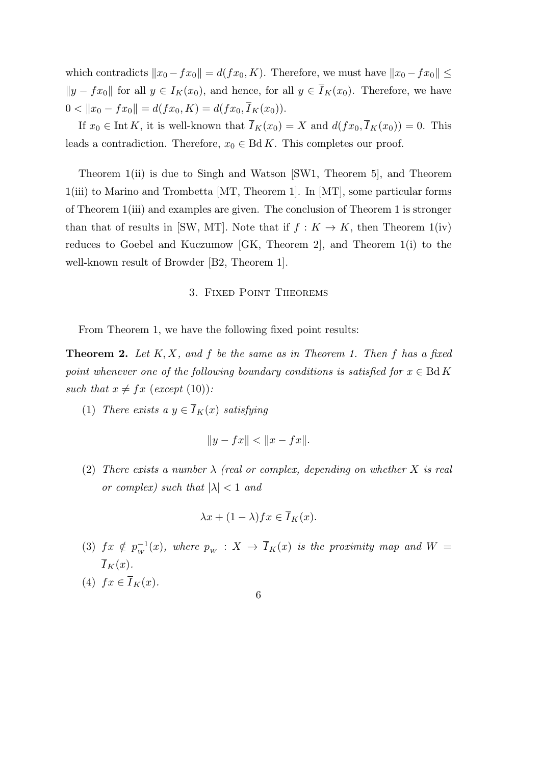which contradicts $\|x_0 - fx_0\| = d(fx_0, K)$. Therefore, we must have $\|x_0 - fx_0\| \leq \|y - fx_0\|$ for all $y \in I_K(x_0)$, and hence, for all $y \in \overline{I}_K(x_0)$. Therefore, we have $0 < \|x_0 - fx_0\| = d(fx_0, K) = d(fx_0, \overline{I}_K(x_0))$.

If $x_0 \in \operatorname{Int} K$, it is well-known that $\overline{I}_K(x_0) = X$ and $d(fx_0, \overline{I}_K(x_0)) = 0$. This leads a contradiction. Therefore, $x_0 \in \operatorname{Bd} K$. This completes our proof.

Theorem 1(ii) is due to Singh and Watson [SW1, Theorem 5], and Theorem 1(iii) to Marino and Trombetta [MT, Theorem 1]. In [MT], some particular forms of Theorem 1(iii) and examples are given. The conclusion of Theorem 1 is stronger than that of results in [SW, MT]. Note that if $f : K \to K$, then Theorem 1(iv) reduces to Goebel and Kuczumow [GK, Theorem 2], and Theorem 1(i) to the well-known result of Browder [B2, Theorem 1].

## 3. Fixed Point Theorems

From Theorem 1, we have the following fixed point results:

**Theorem 2.** *Let $K, X$, and $f$ be the same as in Theorem 1. Then $f$ has a fixed point whenever one of the following boundary conditions is satisfied for $x \in \operatorname{Bd} K$ such that $x \neq fx$ (except (10)):*

(1) *There exists a $y \in \overline{I}_K(x)$ satisfying*

$$\|y - fx\| < \|x - fx\|.$$

(2) *There exists a number $\lambda$ (real or complex, depending on whether $X$ is real or complex) such that $|\lambda| < 1$ and*

$$\lambda x + (1 - \lambda) fx \in \overline{I}_K(x).$$

(3) *$fx \notin p_W^{-1}(x)$, where $p_W : X \to \overline{I}_K(x)$ is the proximity map and $W = \overline{I}_K(x)$.*

(4) *$fx \in \overline{I}_K(x)$.*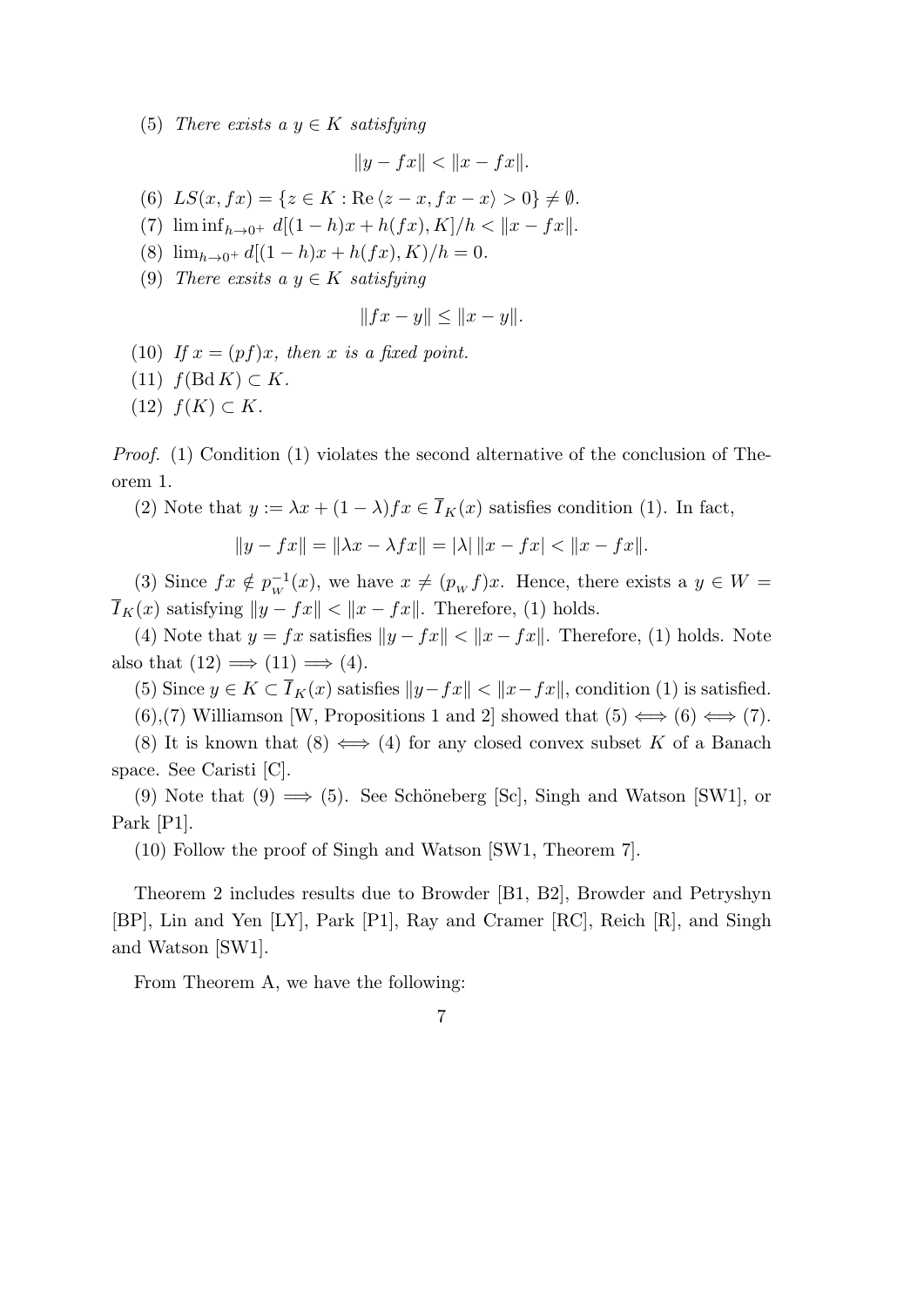(5) *There exists a* $y \in K$ *satisfying*

$$\|y - fx\| < \|x - fx\|.$$

(6) $LS(x, fx) = \{z \in K : \operatorname{Re}\langle z - x, fx - x\rangle > 0\} \neq \emptyset$.

(7) $\liminf_{h \to 0^+} d[(1-h)x + h(fx), K]/h < \|x - fx\|$.

(8) $\lim_{h \to 0^+} d[(1-h)x + h(fx), K]/h = 0$.

(9) *There exsits a* $y \in K$ *satisfying*

$$\|fx - y\| \leq \|x - y\|.$$

(10) *If* $x = (pf)x$, *then* $x$ *is a fixed point.*

(11) $f(\operatorname{Bd} K) \subset K$.

(12) $f(K) \subset K$.

*Proof.* (1) Condition (1) violates the second alternative of the conclusion of Theorem 1.

(2) Note that $y := \lambda x + (1 - \lambda) fx \in \overline{I}_K(x)$ satisfies condition (1). In fact,

$$\|y - fx\| = \|\lambda x - \lambda fx\| = |\lambda|\, \|x - fx| < \|x - fx\|.$$

(3) Since $fx \notin p_W^{-1}(x)$, we have $x \neq (p_W f)x$. Hence, there exists a $y \in W = \overline{I}_K(x)$ satisfying $\|y - fx\| < \|x - fx\|$. Therefore, (1) holds.

(4) Note that $y = fx$ satisfies $\|y - fx\| < \|x - fx\|$. Therefore, (1) holds. Note also that $(12) \Longrightarrow (11) \Longrightarrow (4)$.

(5) Since $y \in K \subset \overline{I}_K(x)$ satisfies $\|y - fx\| < \|x - fx\|$, condition (1) is satisfied.

(6),(7) Williamson [W, Propositions 1 and 2] showed that $(5) \Longleftrightarrow (6) \Longleftrightarrow (7)$.

(8) It is known that $(8) \Longleftrightarrow (4)$ for any closed convex subset $K$ of a Banach space. See Caristi [C].

(9) Note that $(9) \Longrightarrow (5)$. See Schöneberg [Sc], Singh and Watson [SW1], or Park [P1].

(10) Follow the proof of Singh and Watson [SW1, Theorem 7].

Theorem 2 includes results due to Browder [B1, B2], Browder and Petryshyn [BP], Lin and Yen [LY], Park [P1], Ray and Cramer [RC], Reich [R], and Singh and Watson [SW1].

From Theorem A, we have the following: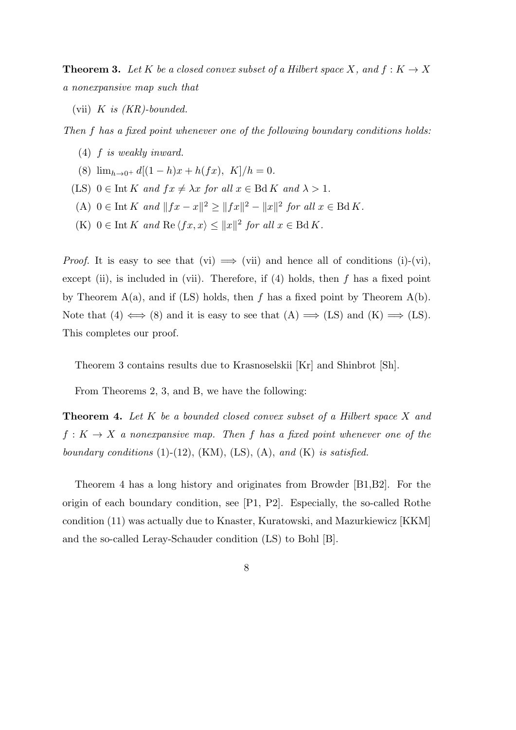**Theorem 3.** *Let $K$ be a closed convex subset of a Hilbert space $X$, and $f : K \to X$ a nonexpansive map such that*

(vii) *$K$ is (KR)-bounded.*

*Then $f$ has a fixed point whenever one of the following boundary conditions holds:*

(4) *$f$ is weakly inward.*

(8) $\lim_{h \to 0^+} d[(1-h)x + h(fx),\ K]/h = 0$.

(LS) *$0 \in \operatorname{Int} K$ and $fx \neq \lambda x$ for all $x \in \operatorname{Bd} K$ and $\lambda > 1$.*

(A) *$0 \in \operatorname{Int} K$ and $\|fx - x\|^2 \geq \|fx\|^2 - \|x\|^2$ for all $x \in \operatorname{Bd} K$.*

(K) *$0 \in \operatorname{Int} K$ and $\operatorname{Re} \langle fx, x \rangle \leq \|x\|^2$ for all $x \in \operatorname{Bd} K$.*

*Proof.* It is easy to see that (vi) $\Longrightarrow$ (vii) and hence all of conditions (i)-(vi), except (ii), is included in (vii). Therefore, if (4) holds, then $f$ has a fixed point by Theorem A(a), and if (LS) holds, then $f$ has a fixed point by Theorem A(b). Note that (4) $\Longleftrightarrow$ (8) and it is easy to see that (A) $\Longrightarrow$ (LS) and (K) $\Longrightarrow$ (LS). This completes our proof.

Theorem 3 contains results due to Krasnoselskii [Kr] and Shinbrot [Sh].

From Theorems 2, 3, and B, we have the following:

**Theorem 4.** *Let $K$ be a bounded closed convex subset of a Hilbert space $X$ and $f : K \to X$ a nonexpansive map. Then $f$ has a fixed point whenever one of the boundary conditions* (1)-(12), (KM), (LS), (A), *and* (K) *is satisfied.*

Theorem 4 has a long history and originates from Browder [B1,B2]. For the origin of each boundary condition, see [P1, P2]. Especially, the so-called Rothe condition (11) was actually due to Knaster, Kuratowski, and Mazurkiewicz [KKM] and the so-called Leray-Schauder condition (LS) to Bohl [B].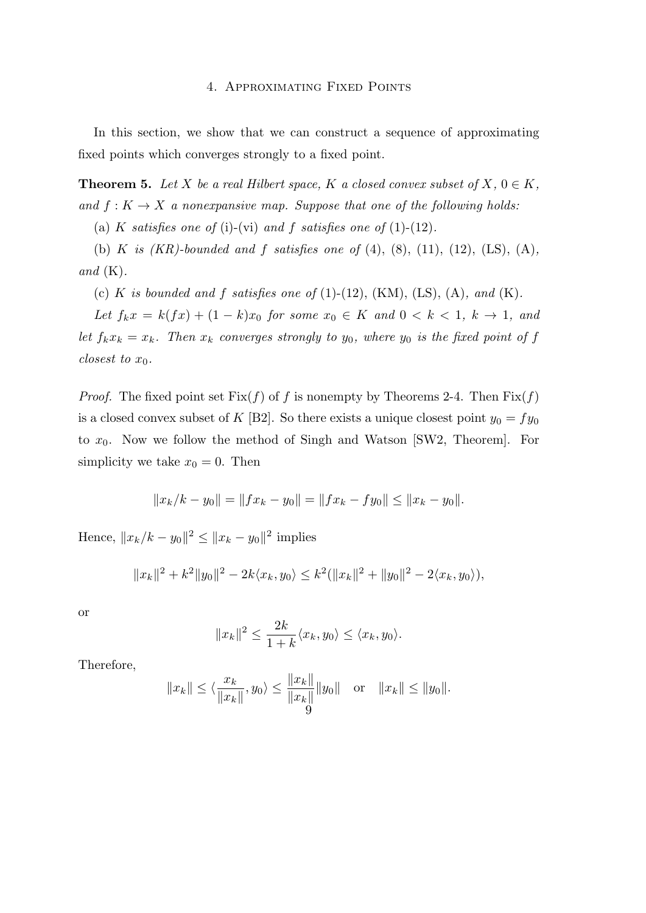## 4. Approximating Fixed Points

In this section, we show that we can construct a sequence of approximating fixed points which converges strongly to a fixed point.

**Theorem 5.** *Let $X$ be a real Hilbert space, $K$ a closed convex subset of $X$, $0 \in K$, and $f : K \to X$ a nonexpansive map. Suppose that one of the following holds:*

(a) *$K$ satisfies one of* (i)-(vi) *and $f$ satisfies one of* (1)-(12).

(b) *$K$ is (KR)-bounded and $f$ satisfies one of* (4), (8), (11), (12), (LS), (A), *and* (K).

(c) *$K$ is bounded and $f$ satisfies one of* (1)-(12), (KM), (LS), (A), *and* (K).

*Let $f_k x = k(fx) + (1-k)x_0$ for some $x_0 \in K$ and $0 < k < 1$, $k \to 1$, and let $f_k x_k = x_k$. Then $x_k$ converges strongly to $y_0$, where $y_0$ is the fixed point of $f$ closest to $x_0$.*

*Proof.* The fixed point set $\mathrm{Fix}(f)$ of $f$ is nonempty by Theorems 2-4. Then $\mathrm{Fix}(f)$ is a closed convex subset of $K$ [B2]. So there exists a unique closest point $y_0 = fy_0$ to $x_0$. Now we follow the method of Singh and Watson [SW2, Theorem]. For simplicity we take $x_0 = 0$. Then

$$\|x_k/k - y_0\| = \|fx_k - y_0\| = \|fx_k - fy_0\| \leq \|x_k - y_0\|.$$

Hence, $\|x_k/k - y_0\|^2 \leq \|x_k - y_0\|^2$ implies

$$\|x_k\|^2 + k^2\|y_0\|^2 - 2k\langle x_k, y_0\rangle \leq k^2(\|x_k\|^2 + \|y_0\|^2 - 2\langle x_k, y_0\rangle),$$

or

$$\|x_k\|^2 \leq \frac{2k}{1+k}\langle x_k, y_0\rangle \leq \langle x_k, y_0\rangle.$$

Therefore,

$$\|x_k\| \leq \langle \frac{x_k}{\|x_k\|}, y_0\rangle \leq \frac{\|x_k\|}{\|x_k\|}\|y_0\| \quad \text{or} \quad \|x_k\| \leq \|y_0\|.$$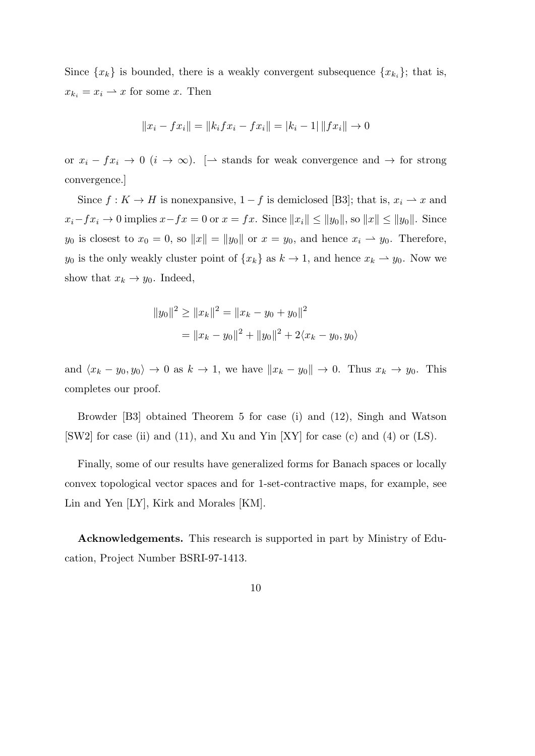Since $\{x_k\}$ is bounded, there is a weakly convergent subsequence $\{x_{k_i}\}$; that is, $x_{k_i} = x_i \rightharpoonup x$ for some $x$. Then

$$\|x_i - fx_i\| = \|k_i fx_i - fx_i\| = |k_i - 1| \, \|fx_i\| \to 0$$

or $x_i - fx_i \to 0$ $(i \to \infty)$. [$\rightharpoonup$ stands for weak convergence and $\to$ for strong convergence.]

Since $f : K \to H$ is nonexpansive, $1 - f$ is demiclosed [B3]; that is, $x_i \rightharpoonup x$ and $x_i - fx_i \to 0$ implies $x - fx = 0$ or $x = fx$. Since $\|x_i\| \leq \|y_0\|$, so $\|x\| \leq \|y_0\|$. Since $y_0$ is closest to $x_0 = 0$, so $\|x\| = \|y_0\|$ or $x = y_0$, and hence $x_i \rightharpoonup y_0$. Therefore, $y_0$ is the only weakly cluster point of $\{x_k\}$ as $k \to 1$, and hence $x_k \rightharpoonup y_0$. Now we show that $x_k \to y_0$. Indeed,

$$\begin{aligned}
\|y_0\|^2 \geq \|x_k\|^2 &= \|x_k - y_0 + y_0\|^2 \\
&= \|x_k - y_0\|^2 + \|y_0\|^2 + 2\langle x_k - y_0, y_0 \rangle
\end{aligned}$$

and $\langle x_k - y_0, y_0 \rangle \to 0$ as $k \to 1$, we have $\|x_k - y_0\| \to 0$. Thus $x_k \to y_0$. This completes our proof.

Browder [B3] obtained Theorem 5 for case (i) and (12), Singh and Watson [SW2] for case (ii) and (11), and Xu and Yin [XY] for case (c) and (4) or (LS).

Finally, some of our results have generalized forms for Banach spaces or locally convex topological vector spaces and for 1-set-contractive maps, for example, see Lin and Yen [LY], Kirk and Morales [KM].

**Acknowledgements.** This research is supported in part by Ministry of Education, Project Number BSRI-97-1413.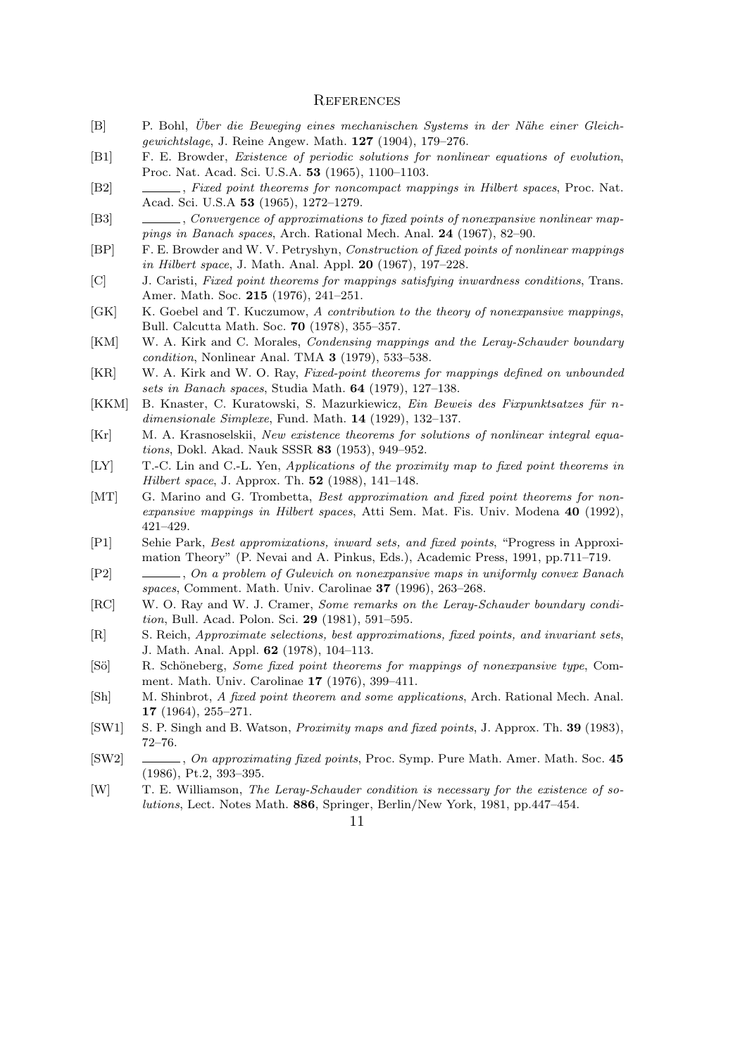## References

- [B] P. Bohl, *Über die Beweging eines mechanischen Systems in der Nähe einer Gleichgewichtslage*, J. Reine Angew. Math. **127** (1904), 179–276.
- [B1] F. E. Browder, *Existence of periodic solutions for nonlinear equations of evolution*, Proc. Nat. Acad. Sci. U.S.A. **53** (1965), 1100–1103.
- [B2] ______, *Fixed point theorems for noncompact mappings in Hilbert spaces*, Proc. Nat. Acad. Sci. U.S.A **53** (1965), 1272–1279.
- [B3] ______, *Convergence of approximations to fixed points of nonexpansive nonlinear mappings in Banach spaces*, Arch. Rational Mech. Anal. **24** (1967), 82–90.
- [BP] F. E. Browder and W. V. Petryshyn, *Construction of fixed points of nonlinear mappings in Hilbert space*, J. Math. Anal. Appl. **20** (1967), 197–228.
- [C] J. Caristi, *Fixed point theorems for mappings satisfying inwardness conditions*, Trans. Amer. Math. Soc. **215** (1976), 241–251.
- [GK] K. Goebel and T. Kuczumow, *A contribution to the theory of nonexpansive mappings*, Bull. Calcutta Math. Soc. **70** (1978), 355–357.
- [KM] W. A. Kirk and C. Morales, *Condensing mappings and the Leray-Schauder boundary condition*, Nonlinear Anal. TMA **3** (1979), 533–538.
- [KR] W. A. Kirk and W. O. Ray, *Fixed-point theorems for mappings defined on unbounded sets in Banach spaces*, Studia Math. **64** (1979), 127–138.
- [KKM] B. Knaster, C. Kuratowski, S. Mazurkiewicz, *Ein Beweis des Fixpunktsatzes für n-dimensionale Simplexe*, Fund. Math. **14** (1929), 132–137.
- [Kr] M. A. Krasnoselskii, *New existence theorems for solutions of nonlinear integral equations*, Dokl. Akad. Nauk SSSR **83** (1953), 949–952.
- [LY] T.-C. Lin and C.-L. Yen, *Applications of the proximity map to fixed point theorems in Hilbert space*, J. Approx. Th. **52** (1988), 141–148.
- [MT] G. Marino and G. Trombetta, *Best approximation and fixed point theorems for nonexpansive mappings in Hilbert spaces*, Atti Sem. Mat. Fis. Univ. Modena **40** (1992), 421–429.
- [P1] Sehie Park, *Best appromixations, inward sets, and fixed points*, "Progress in Approximation Theory" (P. Nevai and A. Pinkus, Eds.), Academic Press, 1991, pp.711–719.
- [P2] ______, *On a problem of Gulevich on nonexpansive maps in uniformly convex Banach spaces*, Comment. Math. Univ. Carolinae **37** (1996), 263–268.
- [RC] W. O. Ray and W. J. Cramer, *Some remarks on the Leray-Schauder boundary condition*, Bull. Acad. Polon. Sci. **29** (1981), 591–595.
- [R] S. Reich, *Approximate selections, best approximations, fixed points, and invariant sets*, J. Math. Anal. Appl. **62** (1978), 104–113.
- [Sö] R. Schöneberg, *Some fixed point theorems for mappings of nonexpansive type*, Comment. Math. Univ. Carolinae **17** (1976), 399–411.
- [Sh] M. Shinbrot, *A fixed point theorem and some applications*, Arch. Rational Mech. Anal. **17** (1964), 255–271.
- [SW1] S. P. Singh and B. Watson, *Proximity maps and fixed points*, J. Approx. Th. **39** (1983), 72–76.
- [SW2] ______, *On approximating fixed points*, Proc. Symp. Pure Math. Amer. Math. Soc. **45** (1986), Pt.2, 393–395.
- [W] T. E. Williamson, *The Leray-Schauder condition is necessary for the existence of solutions*, Lect. Notes Math. **886**, Springer, Berlin/New York, 1981, pp.447–454.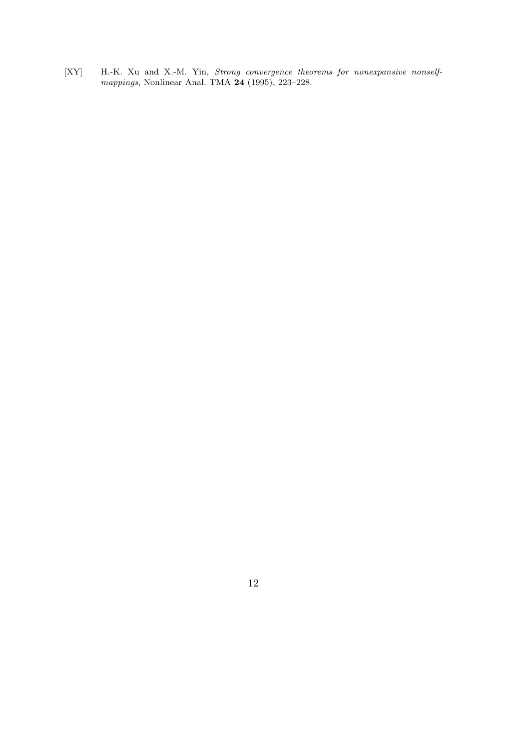[XY] H.-K. Xu and X.-M. Yin, *Strong convergence theorems for nonexpansive nonself-mappings*, Nonlinear Anal. TMA **24** (1995), 223–228.